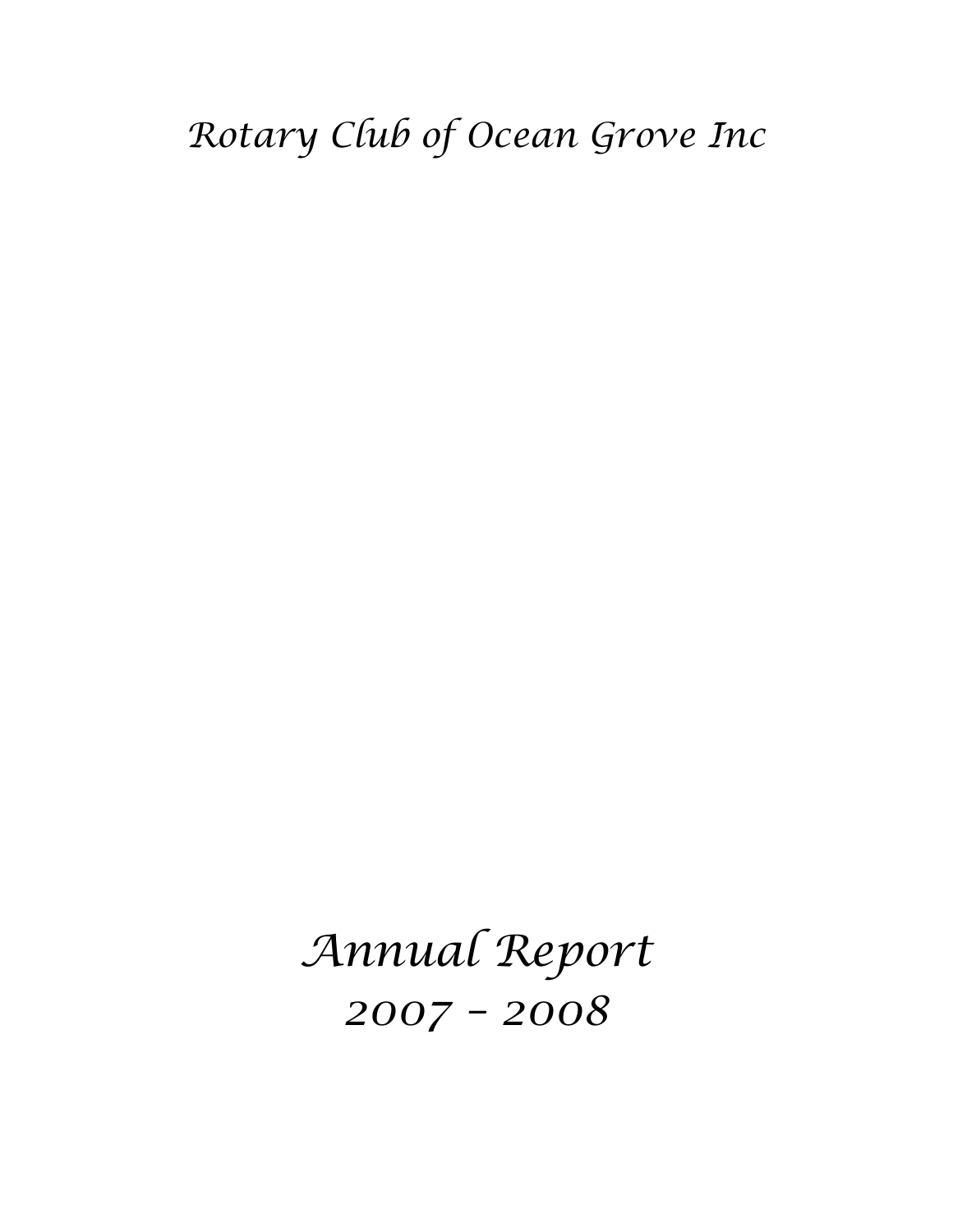# Rotary Club of Ocean Grove Inc

# Annual Report

# 2007 – 2008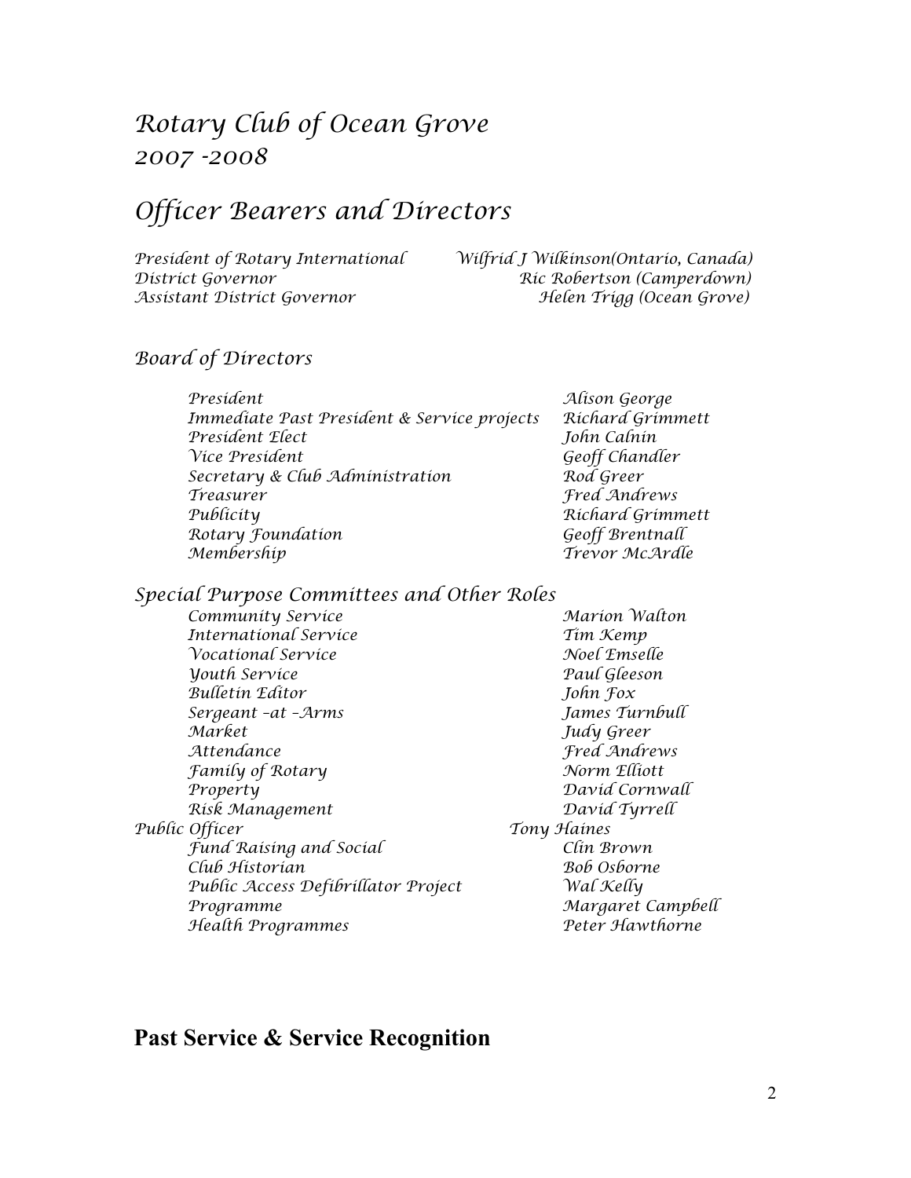# *Rotary Club of Ocean Grove*
# *2007 -2008*

# *Officer Bearers and Directors*

| | |
|---|---|
| *President of Rotary International* | *Wilfrid J Wilkinson(Ontario, Canada)* |
| *District Governor* | *Ric Robertson (Camperdown)* |
| *Assistant District Governor* | *Helen Trigg (Ocean Grove)* |

## *Board of Directors*

| | |
|---|---|
| *President* | *Alison George* |
| *Immediate Past President & Service projects* | *Richard Grimmett* |
| *President Elect* | *John Calnin* |
| *Vice President* | *Geoff Chandler* |
| *Secretary & Club Administration* | *Rod Greer* |
| *Treasurer* | *Fred Andrews* |
| *Publicity* | *Richard Grimmett* |
| *Rotary Foundation* | *Geoff Brentnall* |
| *Membership* | *Trevor McArdle* |

## *Special Purpose Committees and Other Roles*

| | |
|---|---|
| *Community Service* | *Marion Walton* |
| *International Service* | *Tim Kemp* |
| *Vocational Service* | *Noel Emselle* |
| *Youth Service* | *Paul Gleeson* |
| *Bulletin Editor* | *John Fox* |
| *Sergeant –at –Arms* | *James Turnbull* |
| *Market* | *Judy Greer* |
| *Attendance* | *Fred Andrews* |
| *Family of Rotary* | *Norm Elliott* |
| *Property* | *David Cornwall* |
| *Risk Management* | *David Tyrrell* |
| *Public Officer* | *Tony Haines* |
| *Fund Raising and Social* | *Clin Brown* |
| *Club Historian* | *Bob Osborne* |
| *Public Access Defibrillator Project* | *Wal Kelly* |
| *Programme* | *Margaret Campbell* |
| *Health Programmes* | *Peter Hawthorne* |

## **Past Service & Service Recognition**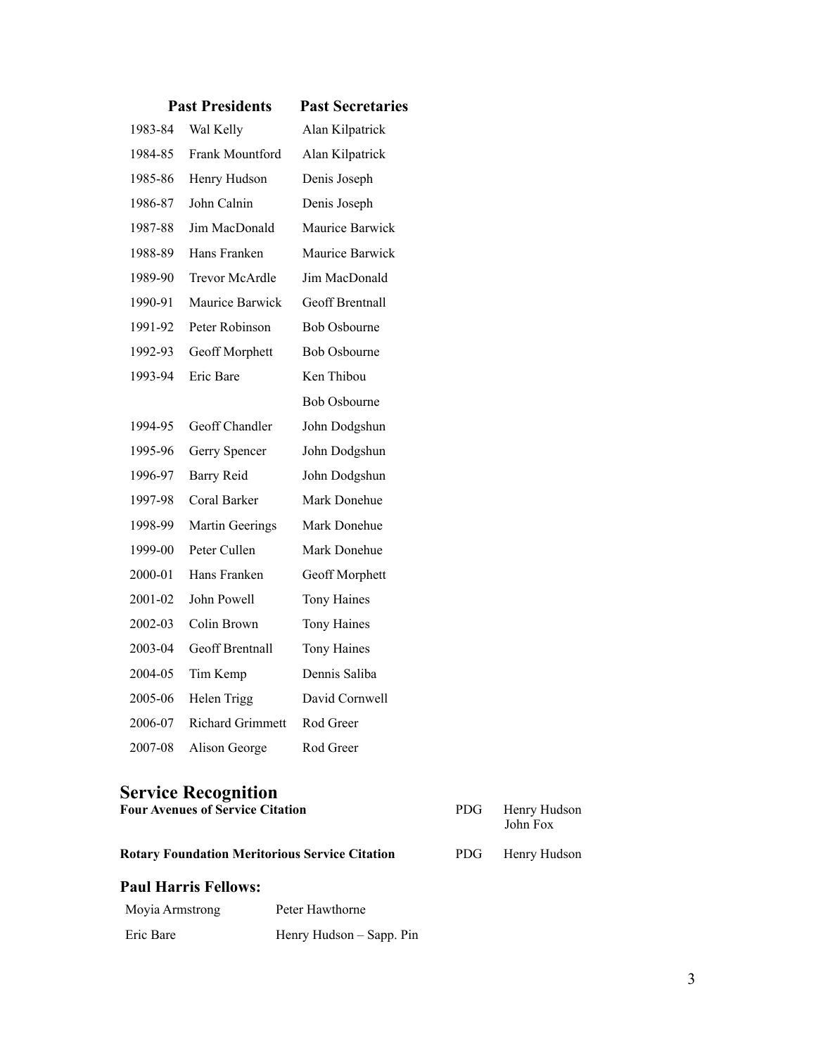| | Past Presidents | Past Secretaries |
|---|---|---|
| 1983-84 | Wal Kelly | Alan Kilpatrick |
| 1984-85 | Frank Mountford | Alan Kilpatrick |
| 1985-86 | Henry Hudson | Denis Joseph |
| 1986-87 | John Calnin | Denis Joseph |
| 1987-88 | Jim MacDonald | Maurice Barwick |
| 1988-89 | Hans Franken | Maurice Barwick |
| 1989-90 | Trevor McArdle | Jim MacDonald |
| 1990-91 | Maurice Barwick | Geoff Brentnall |
| 1991-92 | Peter Robinson | Bob Osbourne |
| 1992-93 | Geoff Morphett | Bob Osbourne |
| 1993-94 | Eric Bare | Ken Thibou |
| | | Bob Osbourne |
| 1994-95 | Geoff Chandler | John Dodgshun |
| 1995-96 | Gerry Spencer | John Dodgshun |
| 1996-97 | Barry Reid | John Dodgshun |
| 1997-98 | Coral Barker | Mark Donehue |
| 1998-99 | Martin Geerings | Mark Donehue |
| 1999-00 | Peter Cullen | Mark Donehue |
| 2000-01 | Hans Franken | Geoff Morphett |
| 2001-02 | John Powell | Tony Haines |
| 2002-03 | Colin Brown | Tony Haines |
| 2003-04 | Geoff Brentnall | Tony Haines |
| 2004-05 | Tim Kemp | Dennis Saliba |
| 2005-06 | Helen Trigg | David Cornwell |
| 2006-07 | Richard Grimmett | Rod Greer |
| 2007-08 | Alison George | Rod Greer |

## Service Recognition

| | | |
|---|---|---|
| **Four Avenues of Service Citation** | PDG | Henry Hudson |
| | | John Fox |
| **Rotary Foundation Meritorious Service Citation** | PDG | Henry Hudson |

### Paul Harris Fellows:

| | |
|---|---|
| Moyia Armstrong | Peter Hawthorne |
| Eric Bare | Henry Hudson – Sapp. Pin |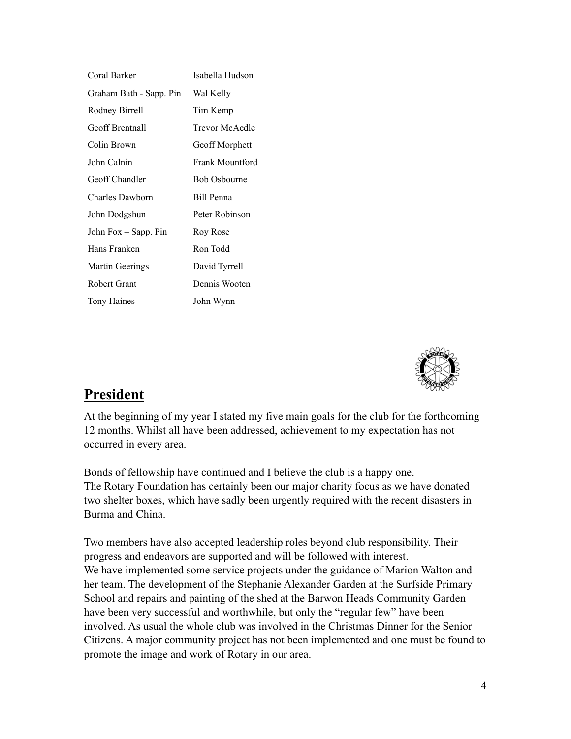| | |
|---|---|
| Coral Barker | Isabella Hudson |
| Graham Bath - Sapp. Pin | Wal Kelly |
| Rodney Birrell | Tim Kemp |
| Geoff Brentnall | Trevor McAedle |
| Colin Brown | Geoff Morphett |
| John Calnin | Frank Mountford |
| Geoff Chandler | Bob Osbourne |
| Charles Dawborn | Bill Penna |
| John Dodgshun | Peter Robinson |
| John Fox – Sapp. Pin | Roy Rose |
| Hans Franken | Ron Todd |
| Martin Geerings | David Tyrrell |
| Robert Grant | Dennis Wooten |
| Tony Haines | John Wynn |

## President

At the beginning of my year I stated my five main goals for the club for the forthcoming 12 months. Whilst all have been addressed, achievement to my expectation has not occurred in every area.

Bonds of fellowship have continued and I believe the club is a happy one.
The Rotary Foundation has certainly been our major charity focus as we have donated two shelter boxes, which have sadly been urgently required with the recent disasters in Burma and China.

Two members have also accepted leadership roles beyond club responsibility. Their progress and endeavors are supported and will be followed with interest.
We have implemented some service projects under the guidance of Marion Walton and her team. The development of the Stephanie Alexander Garden at the Surfside Primary School and repairs and painting of the shed at the Barwon Heads Community Garden have been very successful and worthwhile, but only the "regular few" have been involved. As usual the whole club was involved in the Christmas Dinner for the Senior Citizens. A major community project has not been implemented and one must be found to promote the image and work of Rotary in our area.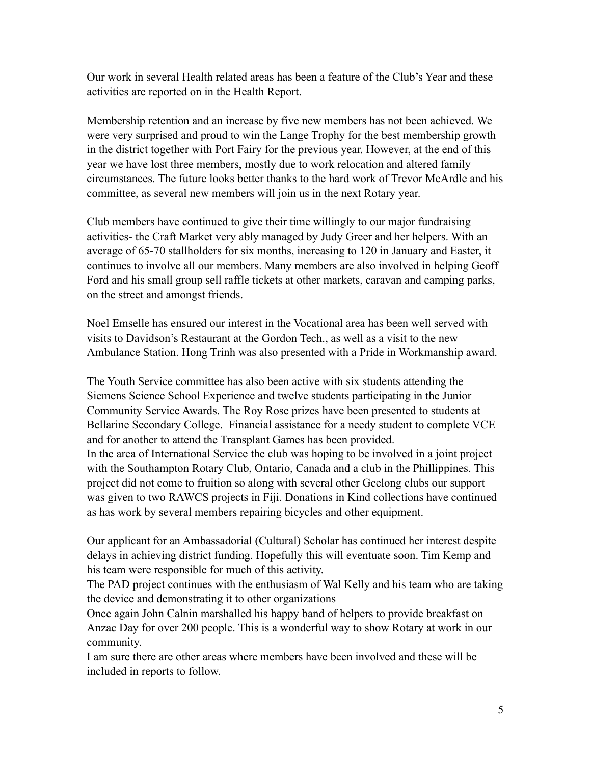Our work in several Health related areas has been a feature of the Club's Year and these activities are reported on in the Health Report.

Membership retention and an increase by five new members has not been achieved. We were very surprised and proud to win the Lange Trophy for the best membership growth in the district together with Port Fairy for the previous year. However, at the end of this year we have lost three members, mostly due to work relocation and altered family circumstances. The future looks better thanks to the hard work of Trevor McArdle and his committee, as several new members will join us in the next Rotary year.

Club members have continued to give their time willingly to our major fundraising activities- the Craft Market very ably managed by Judy Greer and her helpers. With an average of 65-70 stallholders for six months, increasing to 120 in January and Easter, it continues to involve all our members. Many members are also involved in helping Geoff Ford and his small group sell raffle tickets at other markets, caravan and camping parks, on the street and amongst friends.

Noel Emselle has ensured our interest in the Vocational area has been well served with visits to Davidson's Restaurant at the Gordon Tech., as well as a visit to the new Ambulance Station. Hong Trinh was also presented with a Pride in Workmanship award.

The Youth Service committee has also been active with six students attending the Siemens Science School Experience and twelve students participating in the Junior Community Service Awards. The Roy Rose prizes have been presented to students at Bellarine Secondary College. Financial assistance for a needy student to complete VCE and for another to attend the Transplant Games has been provided.
In the area of International Service the club was hoping to be involved in a joint project with the Southampton Rotary Club, Ontario, Canada and a club in the Phillippines. This project did not come to fruition so along with several other Geelong clubs our support was given to two RAWCS projects in Fiji. Donations in Kind collections have continued as has work by several members repairing bicycles and other equipment.

Our applicant for an Ambassadorial (Cultural) Scholar has continued her interest despite delays in achieving district funding. Hopefully this will eventuate soon. Tim Kemp and his team were responsible for much of this activity.
The PAD project continues with the enthusiasm of Wal Kelly and his team who are taking the device and demonstrating it to other organizations
Once again John Calnin marshalled his happy band of helpers to provide breakfast on Anzac Day for over 200 people. This is a wonderful way to show Rotary at work in our community.
I am sure there are other areas where members have been involved and these will be included in reports to follow.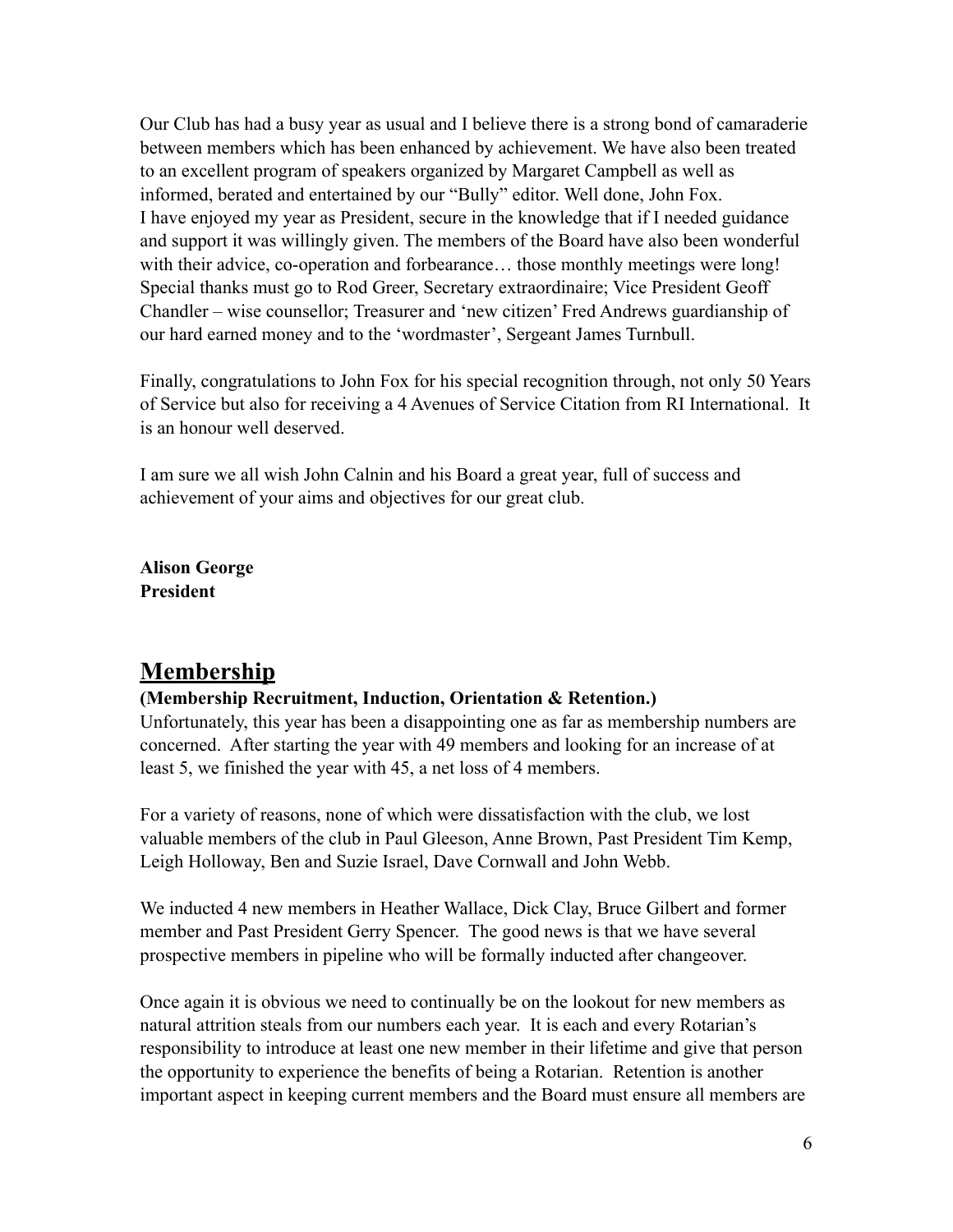Our Club has had a busy year as usual and I believe there is a strong bond of camaraderie between members which has been enhanced by achievement. We have also been treated to an excellent program of speakers organized by Margaret Campbell as well as informed, berated and entertained by our "Bully" editor. Well done, John Fox.
I have enjoyed my year as President, secure in the knowledge that if I needed guidance and support it was willingly given. The members of the Board have also been wonderful with their advice, co-operation and forbearance… those monthly meetings were long! Special thanks must go to Rod Greer, Secretary extraordinaire; Vice President Geoff Chandler – wise counsellor; Treasurer and 'new citizen' Fred Andrews guardianship of our hard earned money and to the 'wordmaster', Sergeant James Turnbull.

Finally, congratulations to John Fox for his special recognition through, not only 50 Years of Service but also for receiving a 4 Avenues of Service Citation from RI International. It is an honour well deserved.

I am sure we all wish John Calnin and his Board a great year, full of success and achievement of your aims and objectives for our great club.

**Alison George**
**President**

## Membership

**(Membership Recruitment, Induction, Orientation & Retention.)**
Unfortunately, this year has been a disappointing one as far as membership numbers are concerned. After starting the year with 49 members and looking for an increase of at least 5, we finished the year with 45, a net loss of 4 members.

For a variety of reasons, none of which were dissatisfaction with the club, we lost valuable members of the club in Paul Gleeson, Anne Brown, Past President Tim Kemp, Leigh Holloway, Ben and Suzie Israel, Dave Cornwall and John Webb.

We inducted 4 new members in Heather Wallace, Dick Clay, Bruce Gilbert and former member and Past President Gerry Spencer. The good news is that we have several prospective members in pipeline who will be formally inducted after changeover.

Once again it is obvious we need to continually be on the lookout for new members as natural attrition steals from our numbers each year. It is each and every Rotarian's responsibility to introduce at least one new member in their lifetime and give that person the opportunity to experience the benefits of being a Rotarian. Retention is another important aspect in keeping current members and the Board must ensure all members are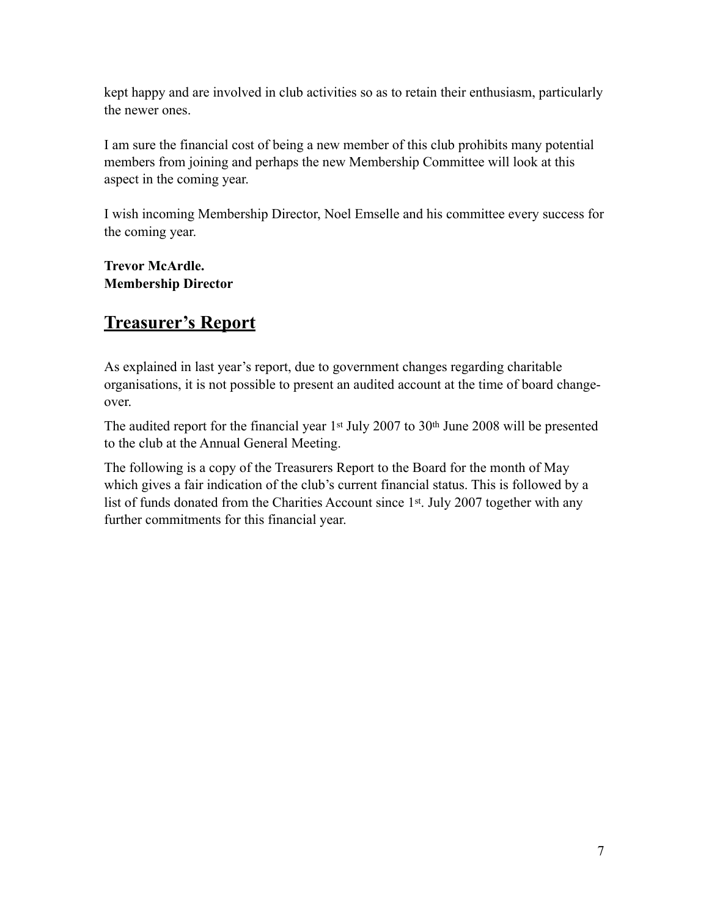kept happy and are involved in club activities so as to retain their enthusiasm, particularly the newer ones.

I am sure the financial cost of being a new member of this club prohibits many potential members from joining and perhaps the new Membership Committee will look at this aspect in the coming year.

I wish incoming Membership Director, Noel Emselle and his committee every success for the coming year.

**Trevor McArdle.**
**Membership Director**

## Treasurer's Report

As explained in last year's report, due to government changes regarding charitable organisations, it is not possible to present an audited account at the time of board change-over.

The audited report for the financial year 1st July 2007 to 30th June 2008 will be presented to the club at the Annual General Meeting.

The following is a copy of the Treasurers Report to the Board for the month of May which gives a fair indication of the club's current financial status. This is followed by a list of funds donated from the Charities Account since 1st. July 2007 together with any further commitments for this financial year.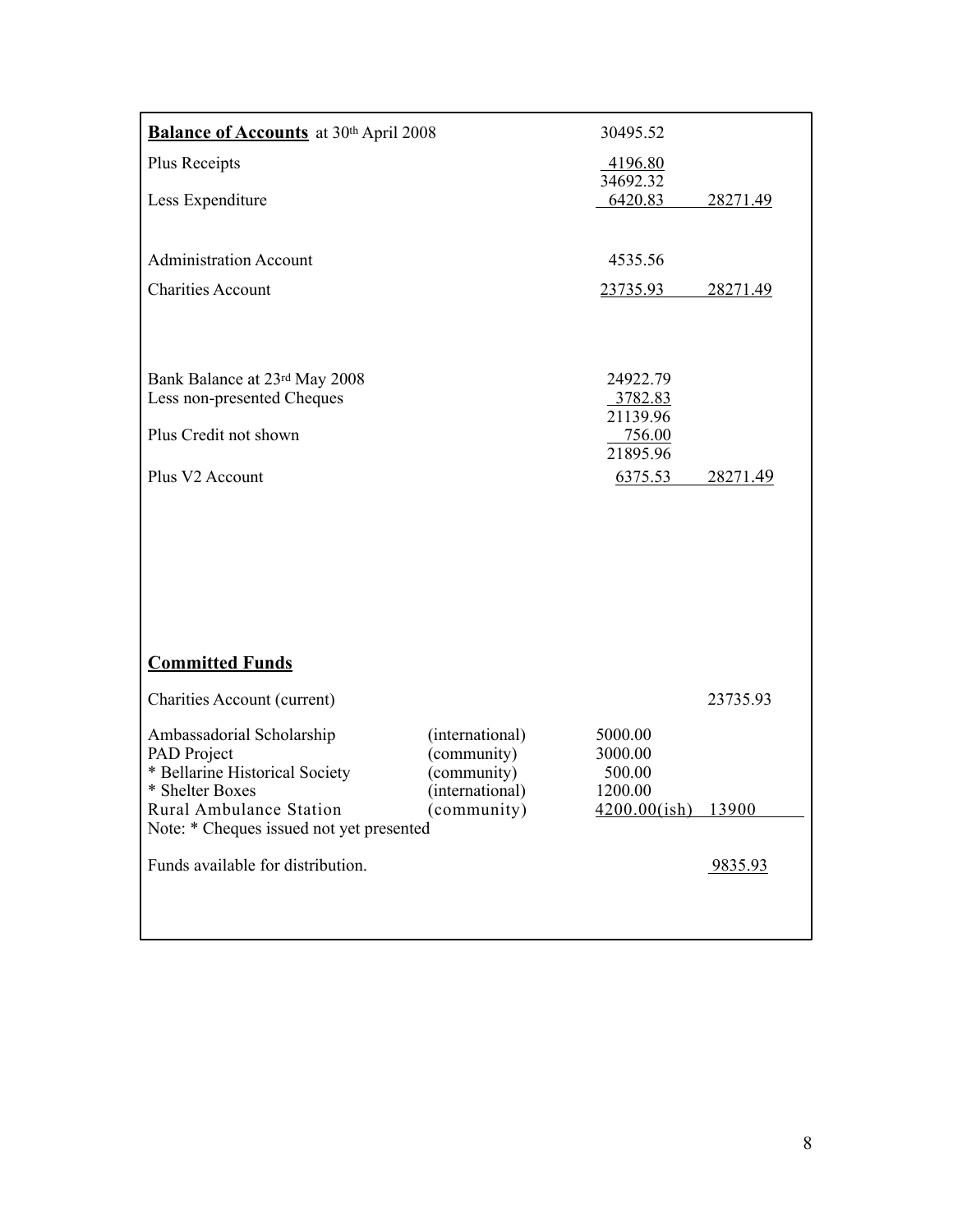| **Balance of Accounts** at 30th April 2008 | 30495.52 | |
|---|---|---|
| Plus Receipts | 4196.80 | |
| | 34692.32 | |
| Less Expenditure | 6420.83 | 28271.49 |
| | | |
| Administration Account | 4535.56 | |
| Charities Account | 23735.93 | 28271.49 |
| | | |
| Bank Balance at 23rd May 2008 | 24922.79 | |
| Less non-presented Cheques | 3782.83 | |
| | 21139.96 | |
| Plus Credit not shown | 756.00 | |
| | 21895.96 | |
| Plus V2 Account | 6375.53 | 28271.49 |

## Committed Funds

| | | | |
|---|---|---|---|
| Charities Account (current) | | | 23735.93 |
| Ambassadorial Scholarship | (international) | 5000.00 | |
| PAD Project | (community) | 3000.00 | |
| * Bellarine Historical Society | (community) | 500.00 | |
| * Shelter Boxes | (international) | 1200.00 | |
| Rural Ambulance Station | (community) | 4200.00(ish) | 13900 |

Note: * Cheques issued not yet presented

| | |
|---|---|
| Funds available for distribution. | 9835.93 |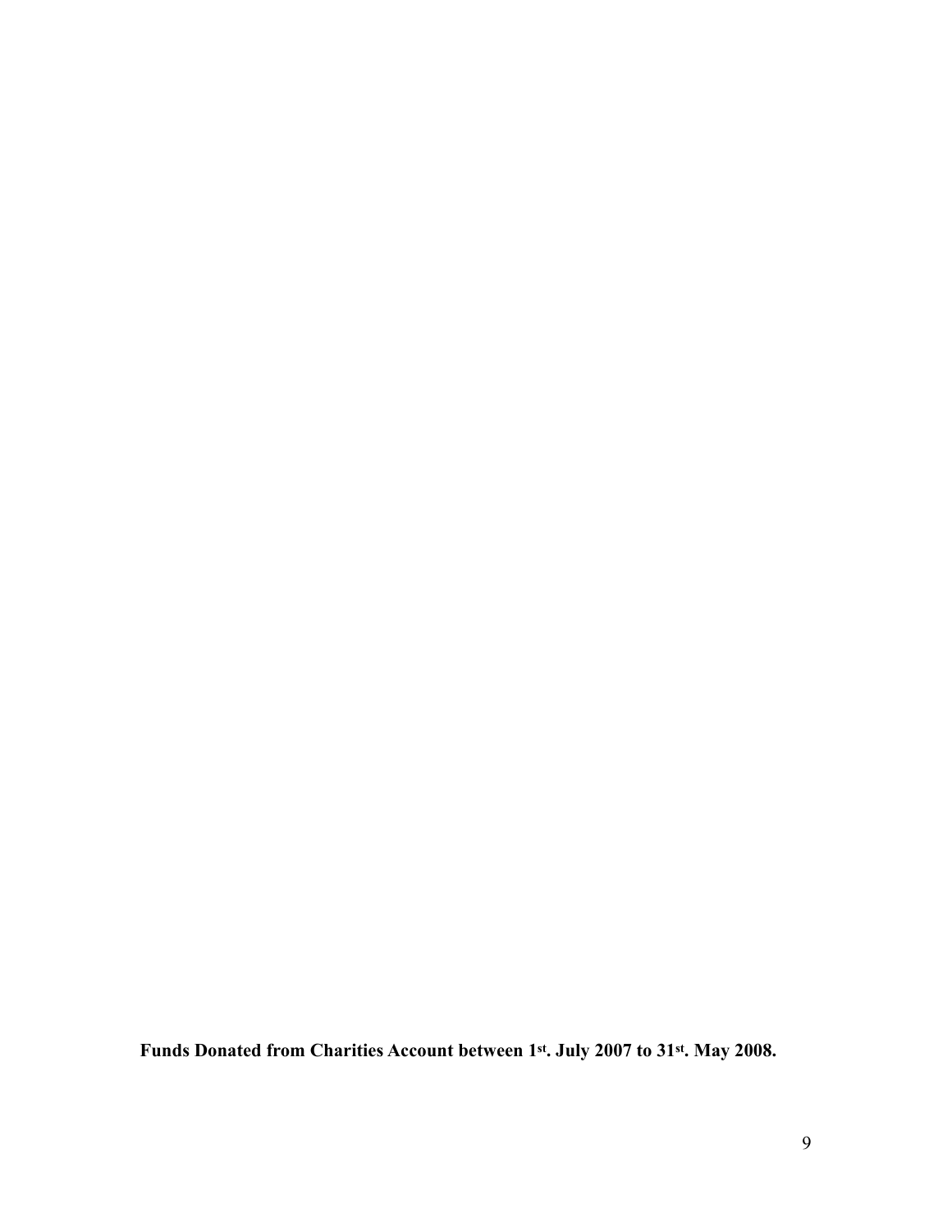**Funds Donated from Charities Account between 1st. July 2007 to 31st. May 2008.**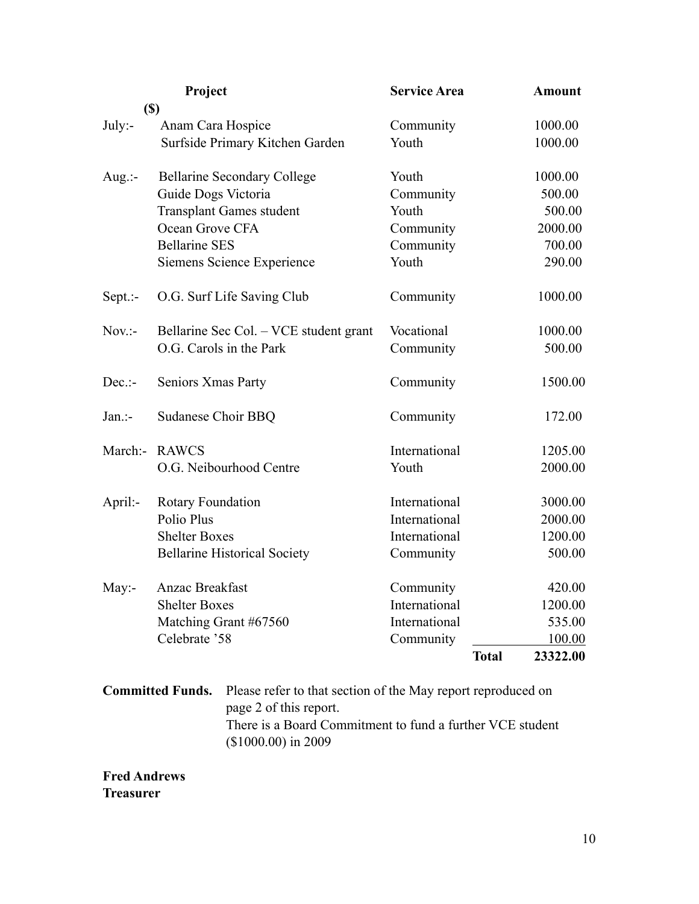| | Project | Service Area | | Amount ($) |
|---|---|---|---|---|
| July:- | Anam Cara Hospice | Community | | 1000.00 |
| | Surfside Primary Kitchen Garden | Youth | | 1000.00 |
| Aug.:- | Bellarine Secondary College | Youth | | 1000.00 |
| | Guide Dogs Victoria | Community | | 500.00 |
| | Transplant Games student | Youth | | 500.00 |
| | Ocean Grove CFA | Community | | 2000.00 |
| | Bellarine SES | Community | | 700.00 |
| | Siemens Science Experience | Youth | | 290.00 |
| Sept.:- | O.G. Surf Life Saving Club | Community | | 1000.00 |
| Nov.:- | Bellarine Sec Col. – VCE student grant | Vocational | | 1000.00 |
| | O.G. Carols in the Park | Community | | 500.00 |
| Dec.:- | Seniors Xmas Party | Community | | 1500.00 |
| Jan.:- | Sudanese Choir BBQ | Community | | 172.00 |
| March:- | RAWCS | International | | 1205.00 |
| | O.G. Neibourhood Centre | Youth | | 2000.00 |
| April:- | Rotary Foundation | International | | 3000.00 |
| | Polio Plus | International | | 2000.00 |
| | Shelter Boxes | International | | 1200.00 |
| | Bellarine Historical Society | Community | | 500.00 |
| May:- | Anzac Breakfast | Community | | 420.00 |
| | Shelter Boxes | International | | 1200.00 |
| | Matching Grant #67560 | International | | 535.00 |
| | Celebrate '58 | Community | | 100.00 |
| | | | **Total** | **23322.00** |

**Committed Funds.** Please refer to that section of the May report reproduced on page 2 of this report.
There is a Board Commitment to fund a further VCE student ($1000.00) in 2009

**Fred Andrews**
**Treasurer**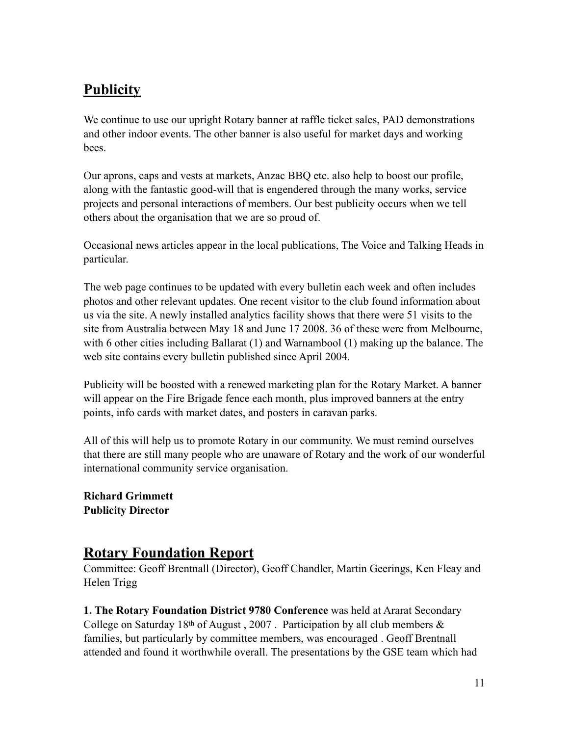## Publicity

We continue to use our upright Rotary banner at raffle ticket sales, PAD demonstrations and other indoor events. The other banner is also useful for market days and working bees.

Our aprons, caps and vests at markets, Anzac BBQ etc. also help to boost our profile, along with the fantastic good-will that is engendered through the many works, service projects and personal interactions of members. Our best publicity occurs when we tell others about the organisation that we are so proud of.

Occasional news articles appear in the local publications, The Voice and Talking Heads in particular.

The web page continues to be updated with every bulletin each week and often includes photos and other relevant updates. One recent visitor to the club found information about us via the site. A newly installed analytics facility shows that there were 51 visits to the site from Australia between May 18 and June 17 2008. 36 of these were from Melbourne, with 6 other cities including Ballarat (1) and Warnambool (1) making up the balance. The web site contains every bulletin published since April 2004.

Publicity will be boosted with a renewed marketing plan for the Rotary Market. A banner will appear on the Fire Brigade fence each month, plus improved banners at the entry points, info cards with market dates, and posters in caravan parks.

All of this will help us to promote Rotary in our community. We must remind ourselves that there are still many people who are unaware of Rotary and the work of our wonderful international community service organisation.

**Richard Grimmett**
**Publicity Director**

## Rotary Foundation Report

Committee: Geoff Brentnall (Director), Geoff Chandler, Martin Geerings, Ken Fleay and Helen Trigg

**1. The Rotary Foundation District 9780 Conference** was held at Ararat Secondary College on Saturday 18th of August , 2007 . Participation by all club members & families, but particularly by committee members, was encouraged . Geoff Brentnall attended and found it worthwhile overall. The presentations by the GSE team which had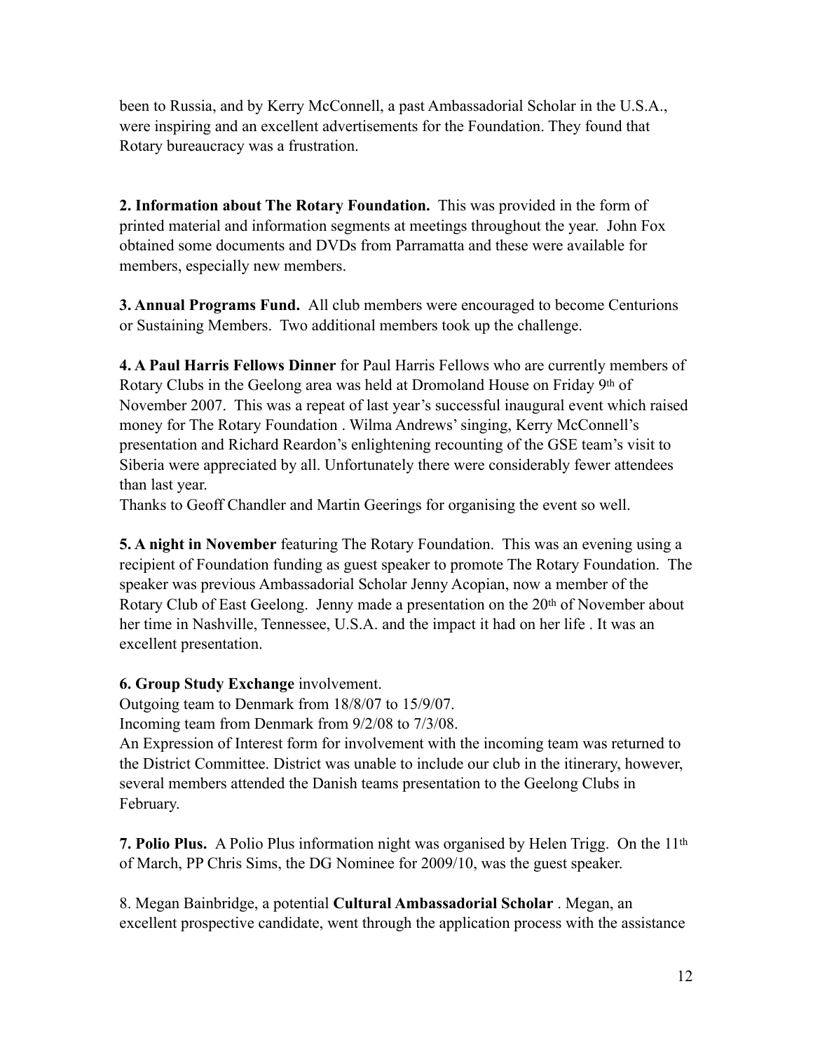been to Russia, and by Kerry McConnell, a past Ambassadorial Scholar in the U.S.A., were inspiring and an excellent advertisements for the Foundation. They found that Rotary bureaucracy was a frustration.

**2. Information about The Rotary Foundation.** This was provided in the form of printed material and information segments at meetings throughout the year. John Fox obtained some documents and DVDs from Parramatta and these were available for members, especially new members.

**3. Annual Programs Fund.** All club members were encouraged to become Centurions or Sustaining Members. Two additional members took up the challenge.

**4. A Paul Harris Fellows Dinner** for Paul Harris Fellows who are currently members of Rotary Clubs in the Geelong area was held at Dromoland House on Friday 9th of November 2007. This was a repeat of last year's successful inaugural event which raised money for The Rotary Foundation . Wilma Andrews' singing, Kerry McConnell's presentation and Richard Reardon's enlightening recounting of the GSE team's visit to Siberia were appreciated by all. Unfortunately there were considerably fewer attendees than last year.

Thanks to Geoff Chandler and Martin Geerings for organising the event so well.

**5. A night in November** featuring The Rotary Foundation. This was an evening using a recipient of Foundation funding as guest speaker to promote The Rotary Foundation. The speaker was previous Ambassadorial Scholar Jenny Acopian, now a member of the Rotary Club of East Geelong. Jenny made a presentation on the 20th of November about her time in Nashville, Tennessee, U.S.A. and the impact it had on her life . It was an excellent presentation.

**6. Group Study Exchange** involvement.

Outgoing team to Denmark from 18/8/07 to 15/9/07.

Incoming team from Denmark from 9/2/08 to 7/3/08.

An Expression of Interest form for involvement with the incoming team was returned to the District Committee. District was unable to include our club in the itinerary, however, several members attended the Danish teams presentation to the Geelong Clubs in February.

**7. Polio Plus.** A Polio Plus information night was organised by Helen Trigg. On the 11th of March, PP Chris Sims, the DG Nominee for 2009/10, was the guest speaker.

8. Megan Bainbridge, a potential **Cultural Ambassadorial Scholar** . Megan, an excellent prospective candidate, went through the application process with the assistance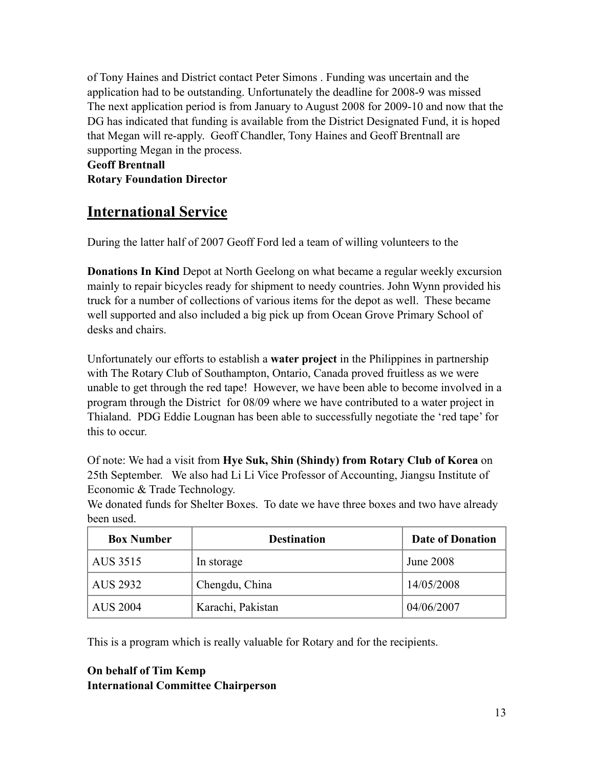of Tony Haines and District contact Peter Simons . Funding was uncertain and the application had to be outstanding. Unfortunately the deadline for 2008-9 was missed The next application period is from January to August 2008 for 2009-10 and now that the DG has indicated that funding is available from the District Designated Fund, it is hoped that Megan will re-apply. Geoff Chandler, Tony Haines and Geoff Brentnall are supporting Megan in the process.

**Geoff Brentnall**
**Rotary Foundation Director**

## International Service

During the latter half of 2007 Geoff Ford led a team of willing volunteers to the

**Donations In Kind** Depot at North Geelong on what became a regular weekly excursion mainly to repair bicycles ready for shipment to needy countries. John Wynn provided his truck for a number of collections of various items for the depot as well. These became well supported and also included a big pick up from Ocean Grove Primary School of desks and chairs.

Unfortunately our efforts to establish a **water project** in the Philippines in partnership with The Rotary Club of Southampton, Ontario, Canada proved fruitless as we were unable to get through the red tape! However, we have been able to become involved in a program through the District for 08/09 where we have contributed to a water project in Thialand. PDG Eddie Lougnan has been able to successfully negotiate the 'red tape' for this to occur.

Of note: We had a visit from **Hye Suk, Shin (Shindy) from Rotary Club of Korea** on 25th September. We also had Li Li Vice Professor of Accounting, Jiangsu Institute of Economic & Trade Technology.

We donated funds for Shelter Boxes. To date we have three boxes and two have already been used.

| Box Number | Destination | Date of Donation |
|---|---|---|
| AUS 3515 | In storage | June 2008 |
| AUS 2932 | Chengdu, China | 14/05/2008 |
| AUS 2004 | Karachi, Pakistan | 04/06/2007 |

This is a program which is really valuable for Rotary and for the recipients.

**On behalf of Tim Kemp**
**International Committee Chairperson**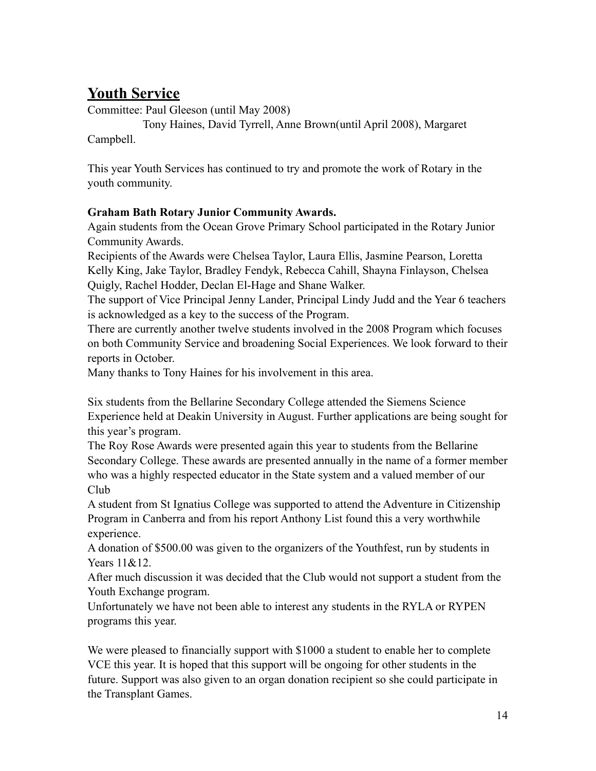## Youth Service

Committee: Paul Gleeson (until May 2008)
Tony Haines, David Tyrrell, Anne Brown(until April 2008), Margaret Campbell.

This year Youth Services has continued to try and promote the work of Rotary in the youth community.

**Graham Bath Rotary Junior Community Awards.**

Again students from the Ocean Grove Primary School participated in the Rotary Junior Community Awards.

Recipients of the Awards were Chelsea Taylor, Laura Ellis, Jasmine Pearson, Loretta Kelly King, Jake Taylor, Bradley Fendyk, Rebecca Cahill, Shayna Finlayson, Chelsea Quigly, Rachel Hodder, Declan El-Hage and Shane Walker.

The support of Vice Principal Jenny Lander, Principal Lindy Judd and the Year 6 teachers is acknowledged as a key to the success of the Program.

There are currently another twelve students involved in the 2008 Program which focuses on both Community Service and broadening Social Experiences. We look forward to their reports in October.

Many thanks to Tony Haines for his involvement in this area.

Six students from the Bellarine Secondary College attended the Siemens Science Experience held at Deakin University in August. Further applications are being sought for this year's program.

The Roy Rose Awards were presented again this year to students from the Bellarine Secondary College. These awards are presented annually in the name of a former member who was a highly respected educator in the State system and a valued member of our Club

A student from St Ignatius College was supported to attend the Adventure in Citizenship Program in Canberra and from his report Anthony List found this a very worthwhile experience.

A donation of $500.00 was given to the organizers of the Youthfest, run by students in Years 11&12.

After much discussion it was decided that the Club would not support a student from the Youth Exchange program.

Unfortunately we have not been able to interest any students in the RYLA or RYPEN programs this year.

We were pleased to financially support with $1000 a student to enable her to complete VCE this year. It is hoped that this support will be ongoing for other students in the future. Support was also given to an organ donation recipient so she could participate in the Transplant Games.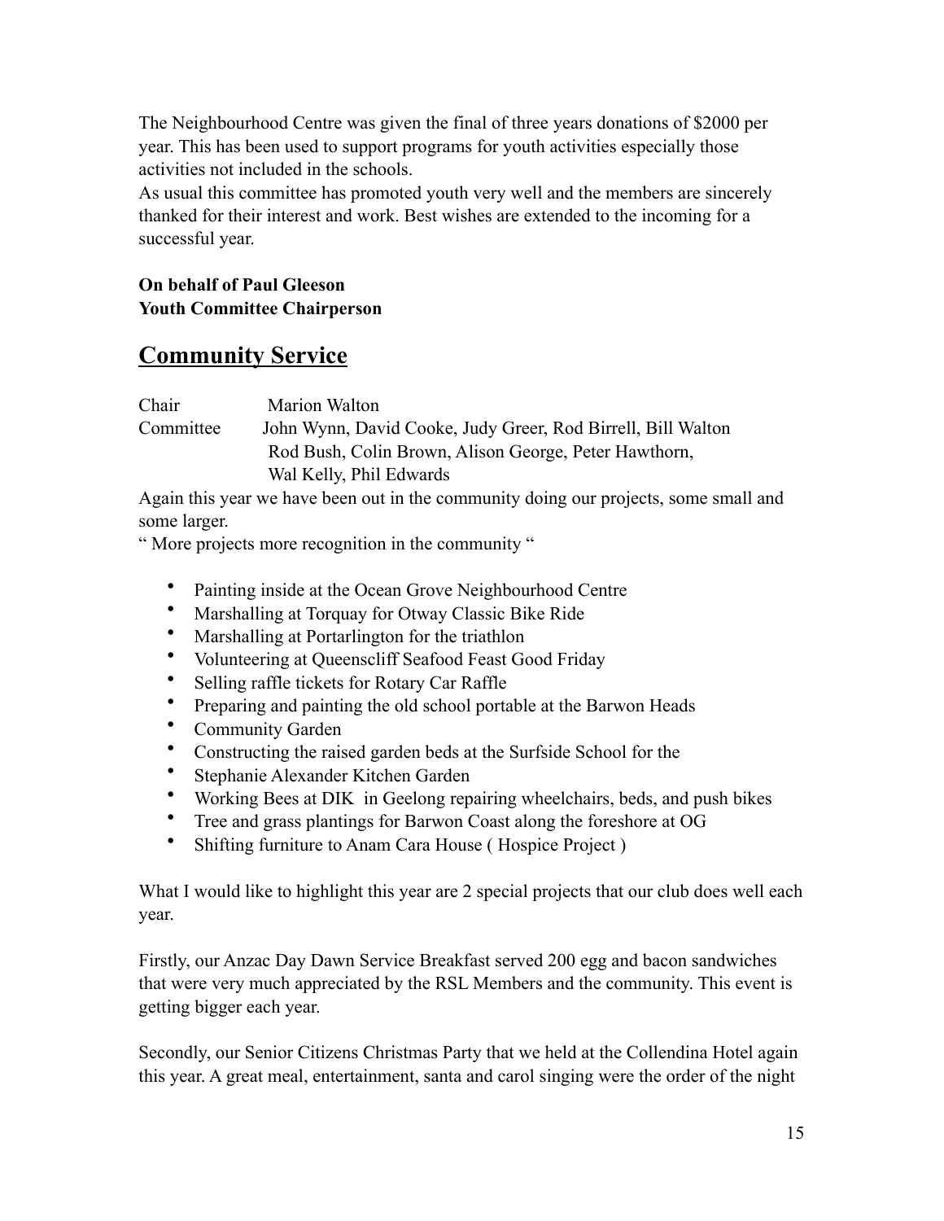The Neighbourhood Centre was given the final of three years donations of $2000 per year. This has been used to support programs for youth activities especially those activities not included in the schools.
As usual this committee has promoted youth very well and the members are sincerely thanked for their interest and work. Best wishes are extended to the incoming for a successful year.

**On behalf of Paul Gleeson**
**Youth Committee Chairperson**

## Community Service

Chair Marion Walton
Committee John Wynn, David Cooke, Judy Greer, Rod Birrell, Bill Walton
Rod Bush, Colin Brown, Alison George, Peter Hawthorn,
Wal Kelly, Phil Edwards

Again this year we have been out in the community doing our projects, some small and some larger.
" More projects more recognition in the community "

- Painting inside at the Ocean Grove Neighbourhood Centre
- Marshalling at Torquay for Otway Classic Bike Ride
- Marshalling at Portarlington for the triathlon
- Volunteering at Queenscliff Seafood Feast Good Friday
- Selling raffle tickets for Rotary Car Raffle
- Preparing and painting the old school portable at the Barwon Heads
- Community Garden
- Constructing the raised garden beds at the Surfside School for the
- Stephanie Alexander Kitchen Garden
- Working Bees at DIK in Geelong repairing wheelchairs, beds, and push bikes
- Tree and grass plantings for Barwon Coast along the foreshore at OG
- Shifting furniture to Anam Cara House ( Hospice Project )

What I would like to highlight this year are 2 special projects that our club does well each year.

Firstly, our Anzac Day Dawn Service Breakfast served 200 egg and bacon sandwiches that were very much appreciated by the RSL Members and the community. This event is getting bigger each year.

Secondly, our Senior Citizens Christmas Party that we held at the Collendina Hotel again this year. A great meal, entertainment, santa and carol singing were the order of the night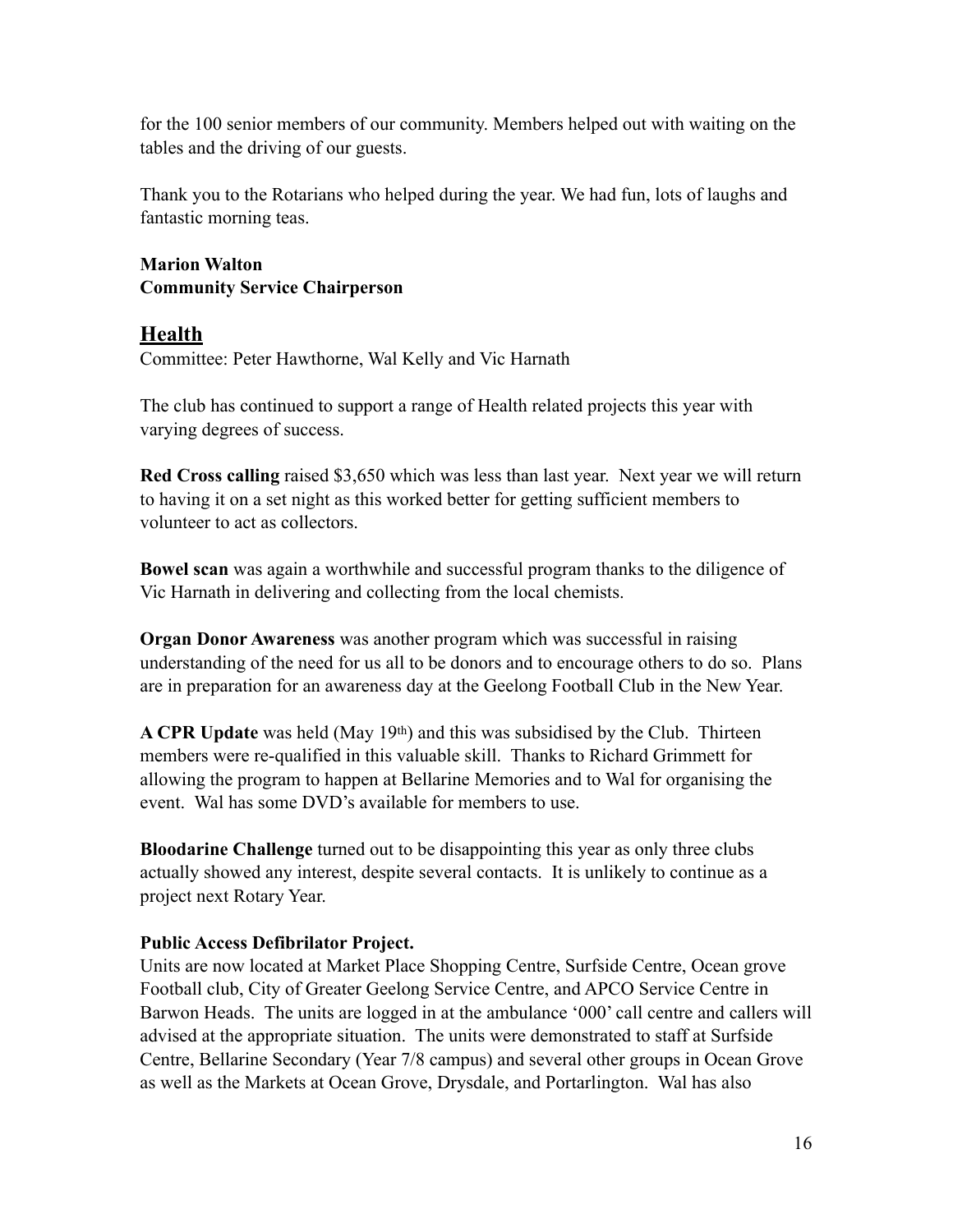for the 100 senior members of our community. Members helped out with waiting on the tables and the driving of our guests.

Thank you to the Rotarians who helped during the year. We had fun, lots of laughs and fantastic morning teas.

**Marion Walton**
**Community Service Chairperson**

## Health

Committee: Peter Hawthorne, Wal Kelly and Vic Harnath

The club has continued to support a range of Health related projects this year with varying degrees of success.

**Red Cross calling** raised $3,650 which was less than last year. Next year we will return to having it on a set night as this worked better for getting sufficient members to volunteer to act as collectors.

**Bowel scan** was again a worthwhile and successful program thanks to the diligence of Vic Harnath in delivering and collecting from the local chemists.

**Organ Donor Awareness** was another program which was successful in raising understanding of the need for us all to be donors and to encourage others to do so. Plans are in preparation for an awareness day at the Geelong Football Club in the New Year.

**A CPR Update** was held (May 19th) and this was subsidised by the Club. Thirteen members were re-qualified in this valuable skill. Thanks to Richard Grimmett for allowing the program to happen at Bellarine Memories and to Wal for organising the event. Wal has some DVD's available for members to use.

**Bloodarine Challenge** turned out to be disappointing this year as only three clubs actually showed any interest, despite several contacts. It is unlikely to continue as a project next Rotary Year.

**Public Access Defibrilator Project.**
Units are now located at Market Place Shopping Centre, Surfside Centre, Ocean grove Football club, City of Greater Geelong Service Centre, and APCO Service Centre in Barwon Heads. The units are logged in at the ambulance '000' call centre and callers will advised at the appropriate situation. The units were demonstrated to staff at Surfside Centre, Bellarine Secondary (Year 7/8 campus) and several other groups in Ocean Grove as well as the Markets at Ocean Grove, Drysdale, and Portarlington. Wal has also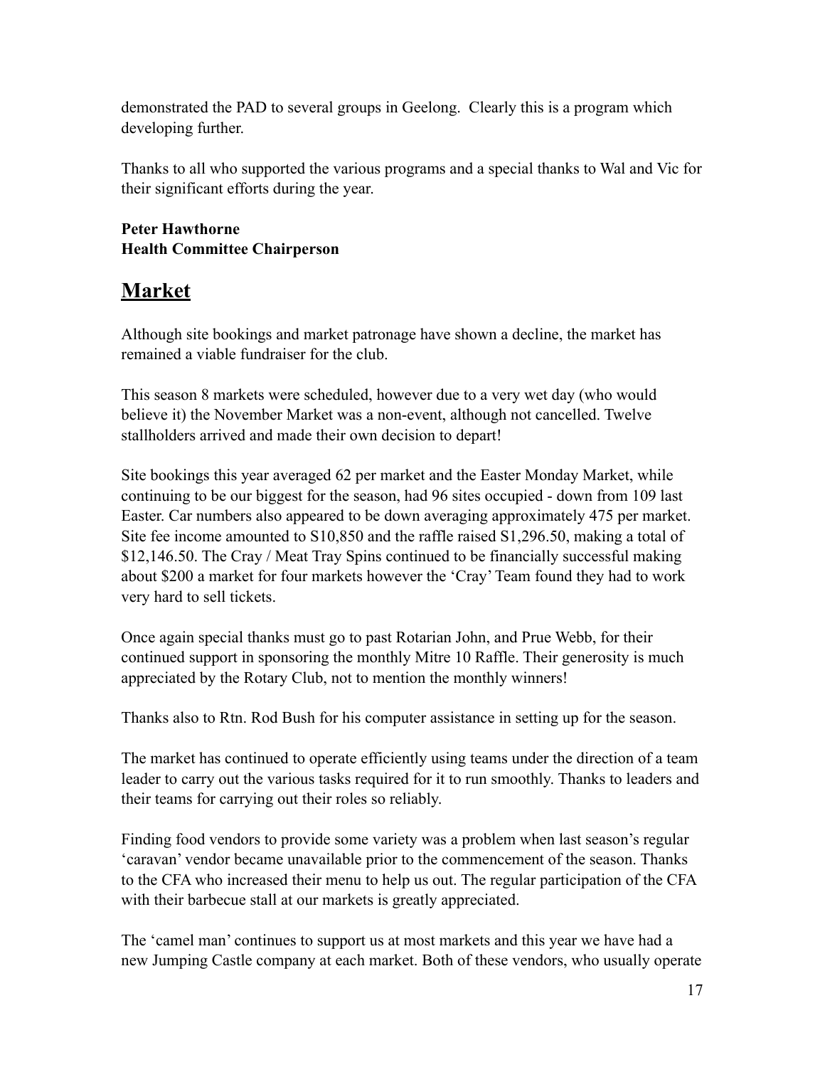demonstrated the PAD to several groups in Geelong. Clearly this is a program which developing further.

Thanks to all who supported the various programs and a special thanks to Wal and Vic for their significant efforts during the year.

**Peter Hawthorne**
**Health Committee Chairperson**

## Market

Although site bookings and market patronage have shown a decline, the market has remained a viable fundraiser for the club.

This season 8 markets were scheduled, however due to a very wet day (who would believe it) the November Market was a non-event, although not cancelled. Twelve stallholders arrived and made their own decision to depart!

Site bookings this year averaged 62 per market and the Easter Monday Market, while continuing to be our biggest for the season, had 96 sites occupied - down from 109 last Easter. Car numbers also appeared to be down averaging approximately 475 per market. Site fee income amounted to S10,850 and the raffle raised S1,296.50, making a total of $12,146.50. The Cray / Meat Tray Spins continued to be financially successful making about $200 a market for four markets however the 'Cray' Team found they had to work very hard to sell tickets.

Once again special thanks must go to past Rotarian John, and Prue Webb, for their continued support in sponsoring the monthly Mitre 10 Raffle. Their generosity is much appreciated by the Rotary Club, not to mention the monthly winners!

Thanks also to Rtn. Rod Bush for his computer assistance in setting up for the season.

The market has continued to operate efficiently using teams under the direction of a team leader to carry out the various tasks required for it to run smoothly. Thanks to leaders and their teams for carrying out their roles so reliably.

Finding food vendors to provide some variety was a problem when last season's regular 'caravan' vendor became unavailable prior to the commencement of the season. Thanks to the CFA who increased their menu to help us out. The regular participation of the CFA with their barbecue stall at our markets is greatly appreciated.

The 'camel man' continues to support us at most markets and this year we have had a new Jumping Castle company at each market. Both of these vendors, who usually operate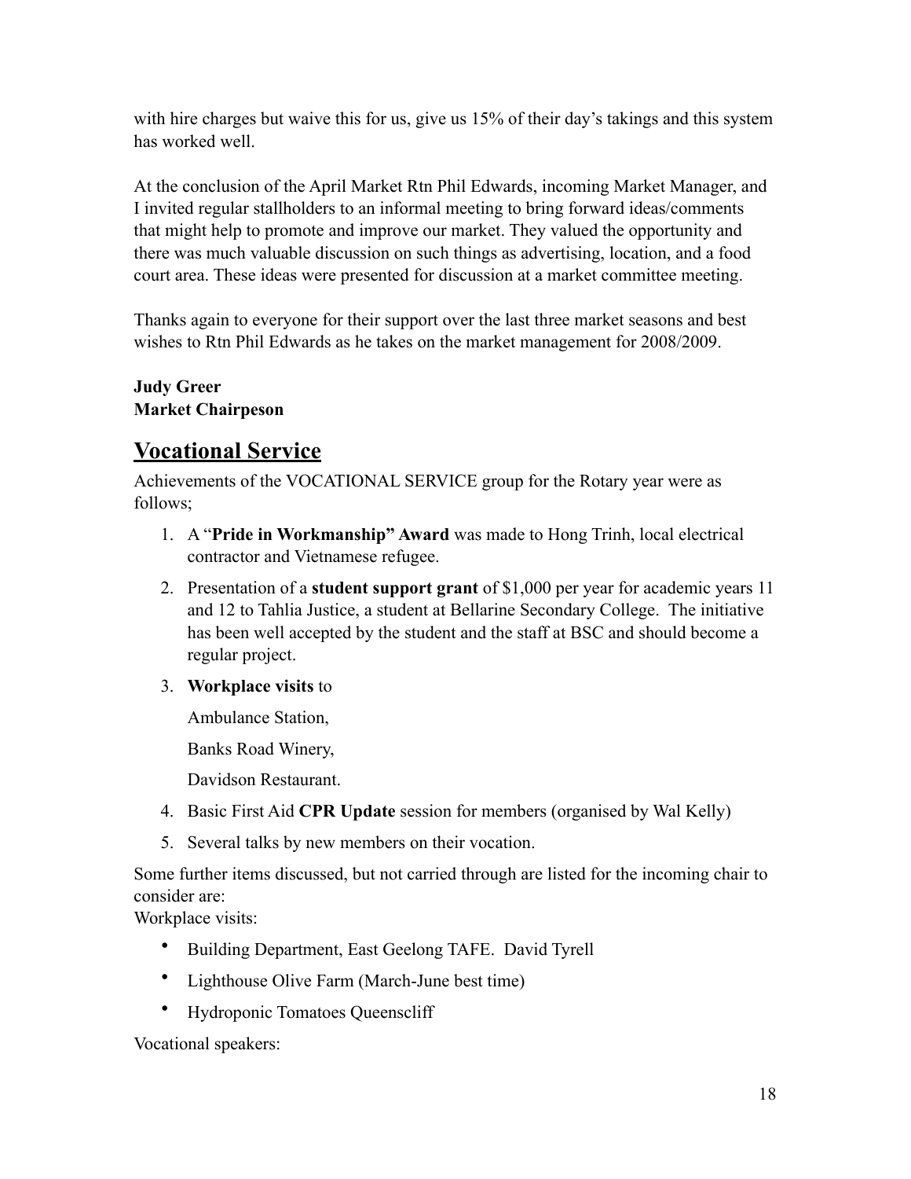with hire charges but waive this for us, give us 15% of their day's takings and this system has worked well.

At the conclusion of the April Market Rtn Phil Edwards, incoming Market Manager, and I invited regular stallholders to an informal meeting to bring forward ideas/comments that might help to promote and improve our market. They valued the opportunity and there was much valuable discussion on such things as advertising, location, and a food court area. These ideas were presented for discussion at a market committee meeting.

Thanks again to everyone for their support over the last three market seasons and best wishes to Rtn Phil Edwards as he takes on the market management for 2008/2009.

**Judy Greer**
**Market Chairpeson**

## Vocational Service

Achievements of the VOCATIONAL SERVICE group for the Rotary year were as follows;

1. A "**Pride in Workmanship" Award** was made to Hong Trinh, local electrical contractor and Vietnamese refugee.
2. Presentation of a **student support grant** of $1,000 per year for academic years 11 and 12 to Tahlia Justice, a student at Bellarine Secondary College. The initiative has been well accepted by the student and the staff at BSC and should become a regular project.
3. **Workplace visits** to

   Ambulance Station,

   Banks Road Winery,

   Davidson Restaurant.
4. Basic First Aid **CPR Update** session for members (organised by Wal Kelly)
5. Several talks by new members on their vocation.

Some further items discussed, but not carried through are listed for the incoming chair to consider are:
Workplace visits:

- Building Department, East Geelong TAFE. David Tyrell
- Lighthouse Olive Farm (March-June best time)
- Hydroponic Tomatoes Queenscliff

Vocational speakers: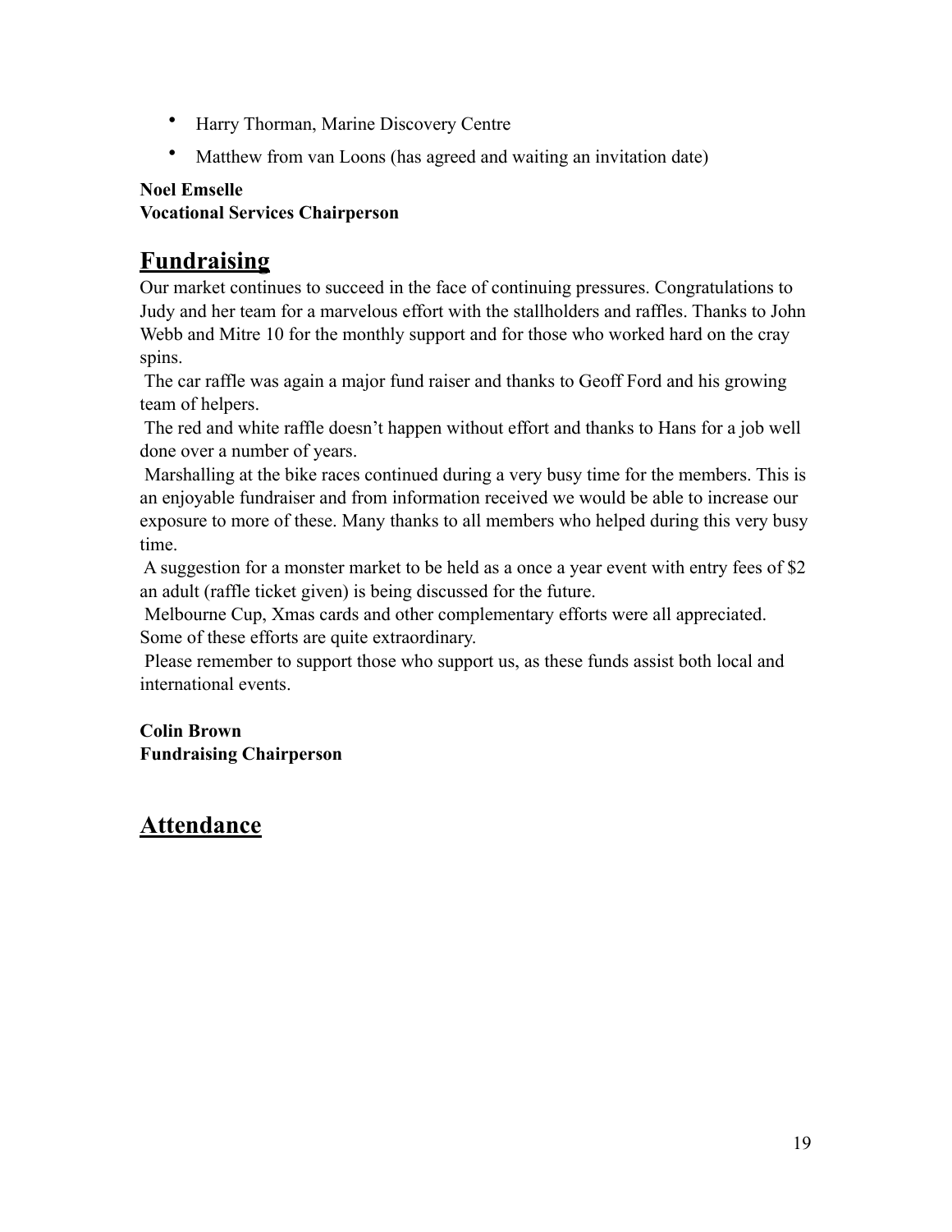- Harry Thorman, Marine Discovery Centre
- Matthew from van Loons (has agreed and waiting an invitation date)

**Noel Emselle**
**Vocational Services Chairperson**

## Fundraising

Our market continues to succeed in the face of continuing pressures. Congratulations to Judy and her team for a marvelous effort with the stallholders and raffles. Thanks to John Webb and Mitre 10 for the monthly support and for those who worked hard on the cray spins.

The car raffle was again a major fund raiser and thanks to Geoff Ford and his growing team of helpers.

The red and white raffle doesn't happen without effort and thanks to Hans for a job well done over a number of years.

Marshalling at the bike races continued during a very busy time for the members. This is an enjoyable fundraiser and from information received we would be able to increase our exposure to more of these. Many thanks to all members who helped during this very busy time.

A suggestion for a monster market to be held as a once a year event with entry fees of $2 an adult (raffle ticket given) is being discussed for the future.

Melbourne Cup, Xmas cards and other complementary efforts were all appreciated. Some of these efforts are quite extraordinary.

Please remember to support those who support us, as these funds assist both local and international events.

**Colin Brown**
**Fundraising Chairperson**

## Attendance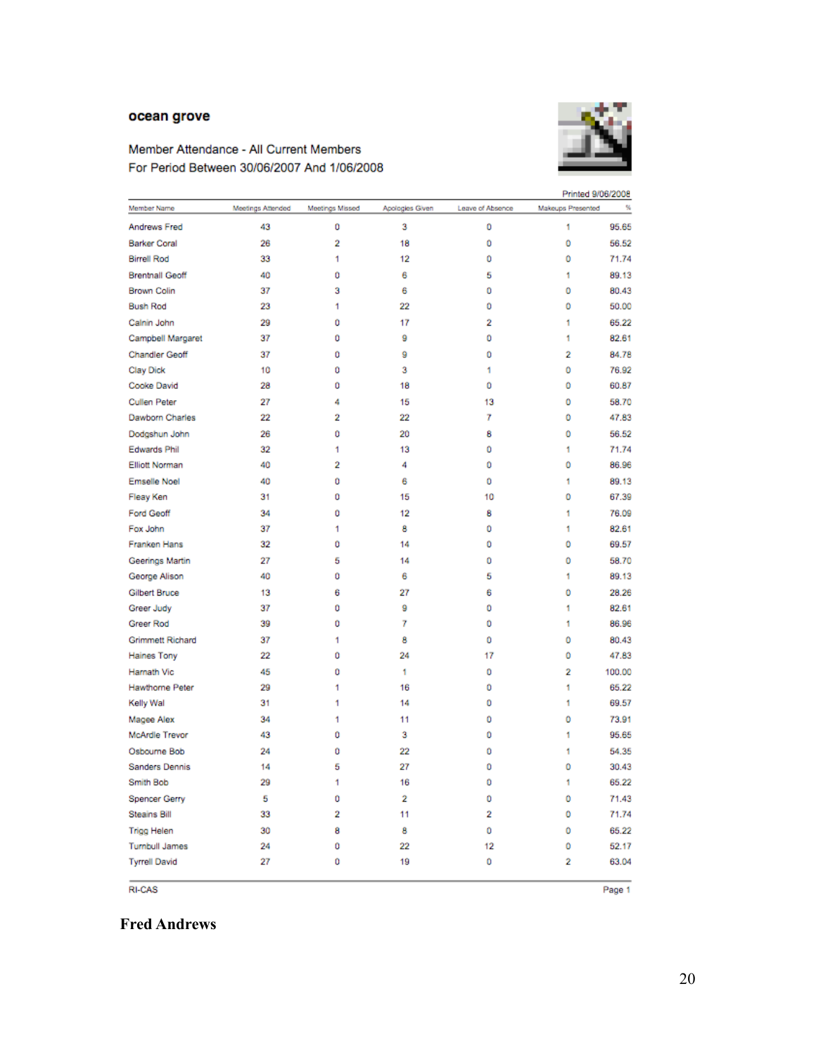**ocean grove**

Member Attendance - All Current Members
For Period Between 30/06/2007 And 1/06/2008

Printed 9/06/2008

| Member Name | Meetings Attended | Meetings Missed | Apologies Given | Leave of Absence | Makeups Presented | % |
|---|---|---|---|---|---|---|
| Andrews Fred | 43 | 0 | 3 | 0 | 1 | 95.65 |
| Barker Coral | 26 | 2 | 18 | 0 | 0 | 56.52 |
| Birrell Rod | 33 | 1 | 12 | 0 | 0 | 71.74 |
| Brentnall Geoff | 40 | 0 | 6 | 5 | 1 | 89.13 |
| Brown Colin | 37 | 3 | 6 | 0 | 0 | 80.43 |
| Bush Rod | 23 | 1 | 22 | 0 | 0 | 50.00 |
| Calnin John | 29 | 0 | 17 | 2 | 1 | 65.22 |
| Campbell Margaret | 37 | 0 | 9 | 0 | 1 | 82.61 |
| Chandler Geoff | 37 | 0 | 9 | 0 | 2 | 84.78 |
| Clay Dick | 10 | 0 | 3 | 1 | 0 | 76.92 |
| Cooke David | 28 | 0 | 18 | 0 | 0 | 60.87 |
| Cullen Peter | 27 | 4 | 15 | 13 | 0 | 58.70 |
| Dawborn Charles | 22 | 2 | 22 | 7 | 0 | 47.83 |
| Dodgshun John | 26 | 0 | 20 | 8 | 0 | 56.52 |
| Edwards Phil | 32 | 1 | 13 | 0 | 1 | 71.74 |
| Elliott Norman | 40 | 2 | 4 | 0 | 0 | 86.96 |
| Emselle Noel | 40 | 0 | 6 | 0 | 1 | 89.13 |
| Fleay Ken | 31 | 0 | 15 | 10 | 0 | 67.39 |
| Ford Geoff | 34 | 0 | 12 | 8 | 1 | 76.09 |
| Fox John | 37 | 1 | 8 | 0 | 1 | 82.61 |
| Franken Hans | 32 | 0 | 14 | 0 | 0 | 69.57 |
| Geerings Martin | 27 | 5 | 14 | 0 | 0 | 58.70 |
| George Alison | 40 | 0 | 6 | 5 | 1 | 89.13 |
| Gilbert Bruce | 13 | 6 | 27 | 6 | 0 | 28.26 |
| Greer Judy | 37 | 0 | 9 | 0 | 1 | 82.61 |
| Greer Rod | 39 | 0 | 7 | 0 | 1 | 86.96 |
| Grimmett Richard | 37 | 1 | 8 | 0 | 0 | 80.43 |
| Haines Tony | 22 | 0 | 24 | 17 | 0 | 47.83 |
| Harnath Vic | 45 | 0 | 1 | 0 | 2 | 100.00 |
| Hawthorne Peter | 29 | 1 | 16 | 0 | 1 | 65.22 |
| Kelly Wal | 31 | 1 | 14 | 0 | 1 | 69.57 |
| Magee Alex | 34 | 1 | 11 | 0 | 0 | 73.91 |
| McArdle Trevor | 43 | 0 | 3 | 0 | 1 | 95.65 |
| Osbourne Bob | 24 | 0 | 22 | 0 | 1 | 54.35 |
| Sanders Dennis | 14 | 5 | 27 | 0 | 0 | 30.43 |
| Smith Bob | 29 | 1 | 16 | 0 | 1 | 65.22 |
| Spencer Gerry | 5 | 0 | 2 | 0 | 0 | 71.43 |
| Steains Bill | 33 | 2 | 11 | 2 | 0 | 71.74 |
| Trigg Helen | 30 | 8 | 8 | 0 | 0 | 65.22 |
| Turnbull James | 24 | 0 | 22 | 12 | 0 | 52.17 |
| Tyrrell David | 27 | 0 | 19 | 0 | 2 | 63.04 |

RI-CAS

Page 1

**Fred Andrews**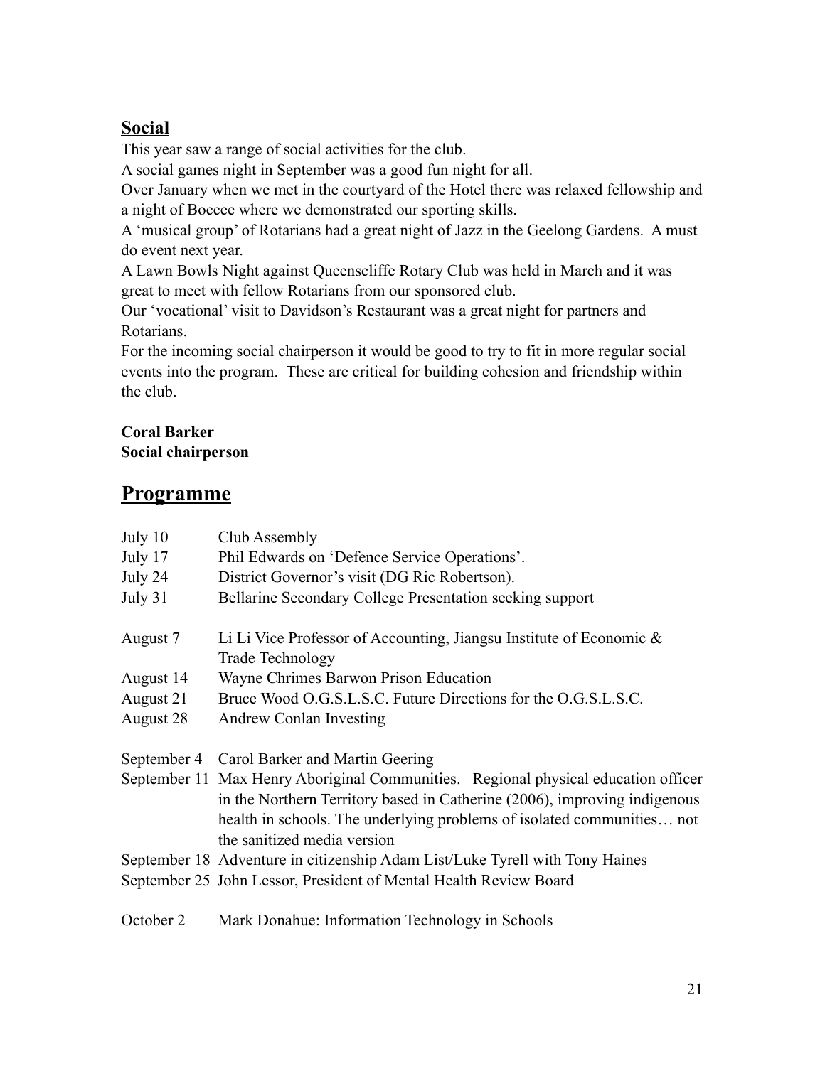## Social

This year saw a range of social activities for the club.

A social games night in September was a good fun night for all.

Over January when we met in the courtyard of the Hotel there was relaxed fellowship and a night of Boccee where we demonstrated our sporting skills.

A 'musical group' of Rotarians had a great night of Jazz in the Geelong Gardens. A must do event next year.

A Lawn Bowls Night against Queenscliffe Rotary Club was held in March and it was great to meet with fellow Rotarians from our sponsored club.

Our 'vocational' visit to Davidson's Restaurant was a great night for partners and Rotarians.

For the incoming social chairperson it would be good to try to fit in more regular social events into the program. These are critical for building cohesion and friendship within the club.

**Coral Barker**
**Social chairperson**

# Programme

| | |
|---|---|
| July 10 | Club Assembly |
| July 17 | Phil Edwards on 'Defence Service Operations'. |
| July 24 | District Governor's visit (DG Ric Robertson). |
| July 31 | Bellarine Secondary College Presentation seeking support |
| August 7 | Li Li Vice Professor of Accounting, Jiangsu Institute of Economic & Trade Technology |
| August 14 | Wayne Chrimes Barwon Prison Education |
| August 21 | Bruce Wood O.G.S.L.S.C. Future Directions for the O.G.S.L.S.C. |
| August 28 | Andrew Conlan Investing |
| September 4 | Carol Barker and Martin Geering |
| September 11 | Max Henry Aboriginal Communities. Regional physical education officer in the Northern Territory based in Catherine (2006), improving indigenous health in schools. The underlying problems of isolated communities… not the sanitized media version |
| September 18 | Adventure in citizenship Adam List/Luke Tyrell with Tony Haines |
| September 25 | John Lessor, President of Mental Health Review Board |
| October 2 | Mark Donahue: Information Technology in Schools |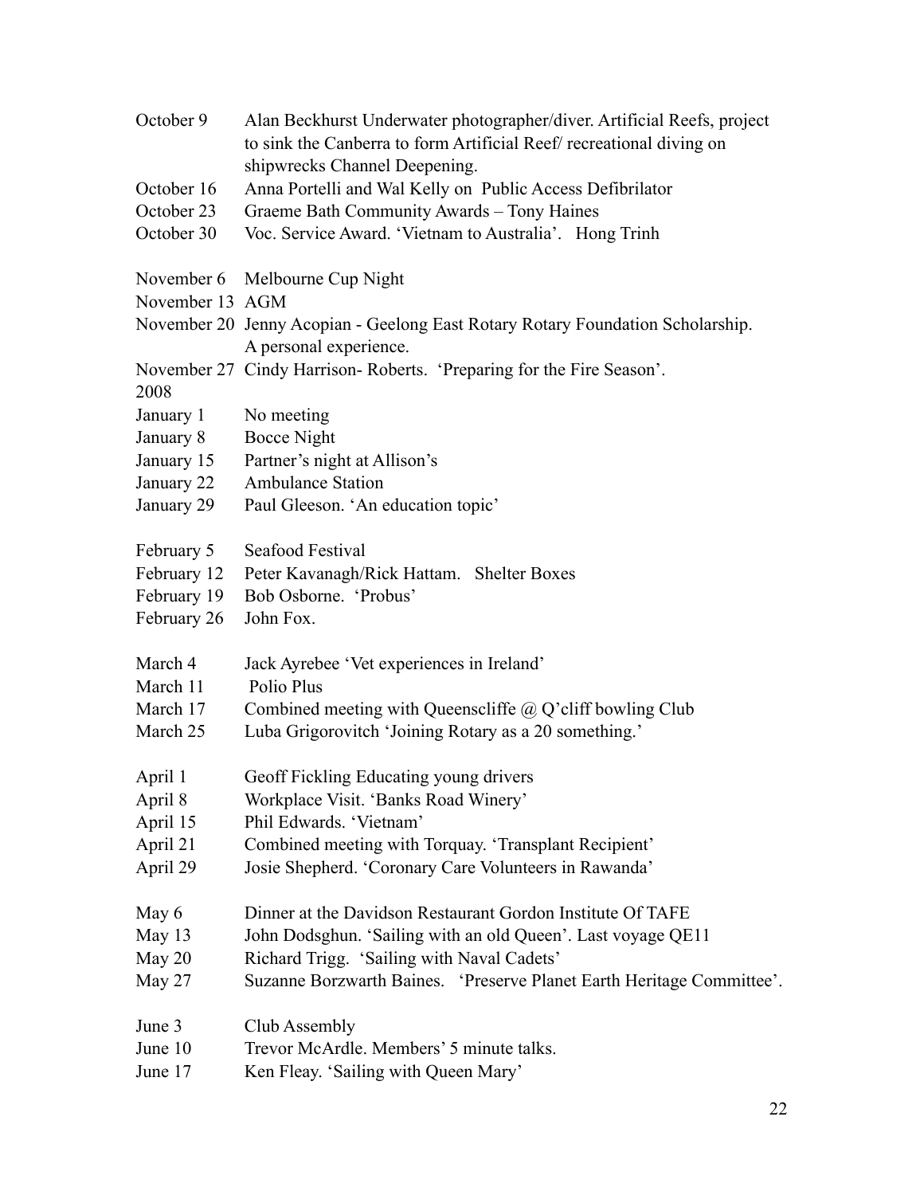| | |
|---|---|
| October 9 | Alan Beckhurst Underwater photographer/diver. Artificial Reefs, project to sink the Canberra to form Artificial Reef/ recreational diving on shipwrecks Channel Deepening. |
| October 16 | Anna Portelli and Wal Kelly on Public Access Defibrilator |
| October 23 | Graeme Bath Community Awards – Tony Haines |
| October 30 | Voc. Service Award. 'Vietnam to Australia'. Hong Trinh |
| | |
| November 6 | Melbourne Cup Night |
| November 13 | AGM |
| November 20 | Jenny Acopian - Geelong East Rotary Rotary Foundation Scholarship. A personal experience. |
| November 27 | Cindy Harrison- Roberts. 'Preparing for the Fire Season'. |
| 2008 | |
| January 1 | No meeting |
| January 8 | Bocce Night |
| January 15 | Partner's night at Allison's |
| January 22 | Ambulance Station |
| January 29 | Paul Gleeson. 'An education topic' |
| | |
| February 5 | Seafood Festival |
| February 12 | Peter Kavanagh/Rick Hattam. Shelter Boxes |
| February 19 | Bob Osborne. 'Probus' |
| February 26 | John Fox. |
| | |
| March 4 | Jack Ayrebee 'Vet experiences in Ireland' |
| March 11 | Polio Plus |
| March 17 | Combined meeting with Queenscliffe @ Q'cliff bowling Club |
| March 25 | Luba Grigorovitch 'Joining Rotary as a 20 something.' |
| | |
| April 1 | Geoff Fickling Educating young drivers |
| April 8 | Workplace Visit. 'Banks Road Winery' |
| April 15 | Phil Edwards. 'Vietnam' |
| April 21 | Combined meeting with Torquay. 'Transplant Recipient' |
| April 29 | Josie Shepherd. 'Coronary Care Volunteers in Rawanda' |
| | |
| May 6 | Dinner at the Davidson Restaurant Gordon Institute Of TAFE |
| May 13 | John Dodsghun. 'Sailing with an old Queen'. Last voyage QE11 |
| May 20 | Richard Trigg. 'Sailing with Naval Cadets' |
| May 27 | Suzanne Borzwarth Baines. 'Preserve Planet Earth Heritage Committee'. |
| | |
| June 3 | Club Assembly |
| June 10 | Trevor McArdle. Members' 5 minute talks. |
| June 17 | Ken Fleay. 'Sailing with Queen Mary' |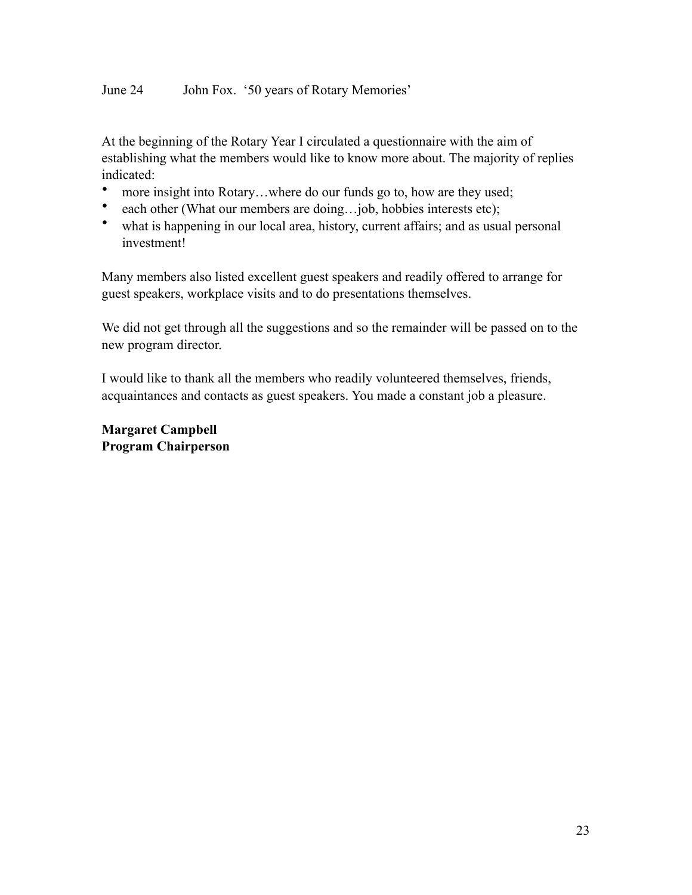June 24 John Fox. '50 years of Rotary Memories'

At the beginning of the Rotary Year I circulated a questionnaire with the aim of establishing what the members would like to know more about. The majority of replies indicated:

- more insight into Rotary…where do our funds go to, how are they used;
- each other (What our members are doing…job, hobbies interests etc);
- what is happening in our local area, history, current affairs; and as usual personal investment!

Many members also listed excellent guest speakers and readily offered to arrange for guest speakers, workplace visits and to do presentations themselves.

We did not get through all the suggestions and so the remainder will be passed on to the new program director.

I would like to thank all the members who readily volunteered themselves, friends, acquaintances and contacts as guest speakers. You made a constant job a pleasure.

**Margaret Campbell**
**Program Chairperson**